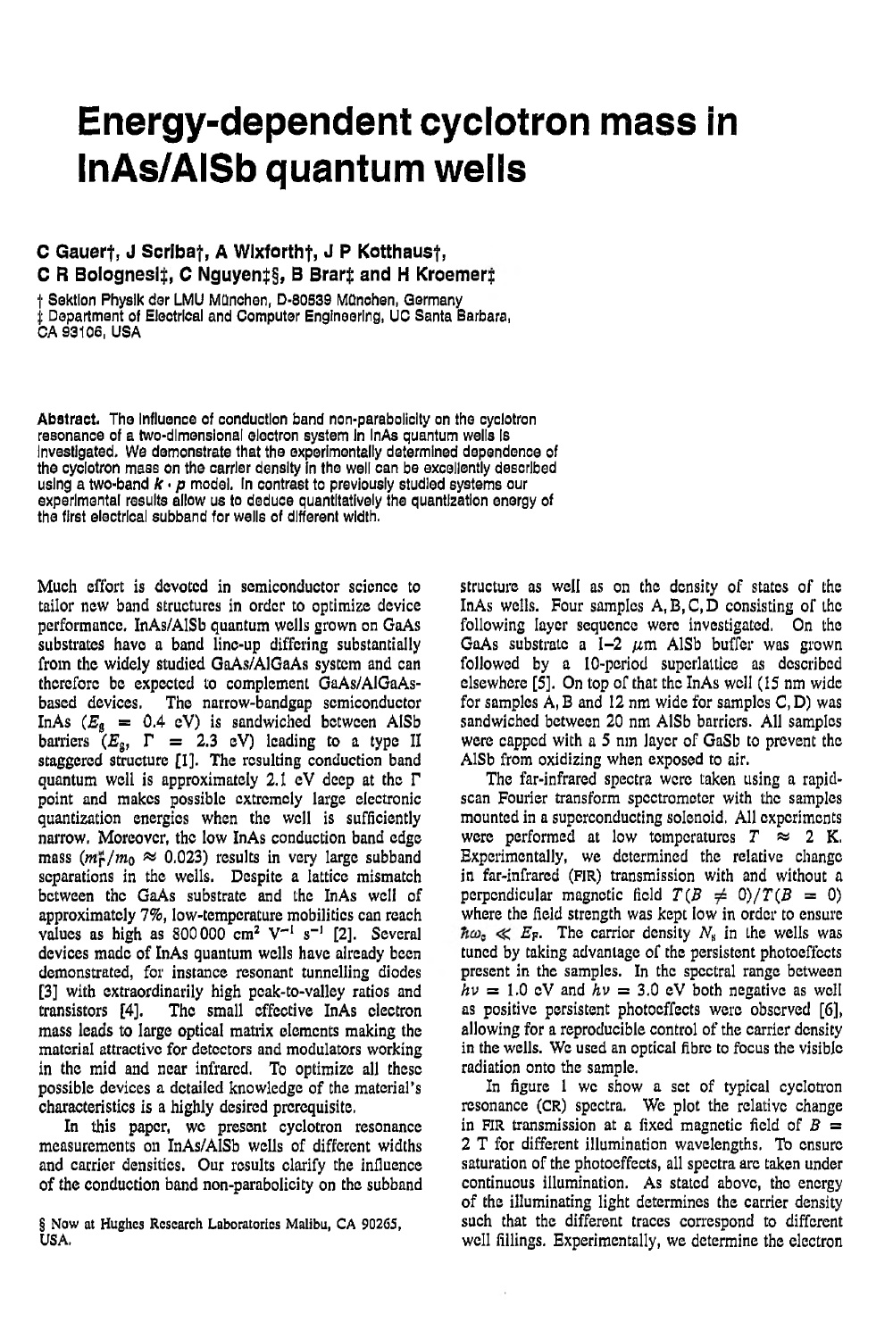# Energy-dependent cyclotron mass in InAs/AlSb quantum wells

**C Gauer†, J Scriba†, A Wixforth†, J P Kotthaus†, C R Bolognesi‡, C Nguyen‡§, B Brar‡ and H Kroemer‡**

† Sektion Physik der LMU München, D-80539 München, Germany
‡ Department of Electrical and Computer Engineering, UC Santa Barbara, CA 93106, USA

**Abstract.** The influence of conduction band non-parabolicity on the cyclotron resonance of a two-dimensional electron system in InAs quantum wells is investigated. We demonstrate that the experimentally determined dependence of the cyclotron mass on the carrier density in the well can be excellently described using a two-band $k \cdot p$ model. In contrast to previously studied systems our experimental results allow us to deduce quantitatively the quantization energy of the first electrical subband for wells of different width.

Much effort is devoted in semiconductor science to tailor new band structures in order to optimize device performance. InAs/AlSb quantum wells grown on GaAs substrates have a band line-up differing substantially from the widely studied GaAs/AlGaAs system and can therefore be expected to complement GaAs/AlGaAs-based devices. The narrow-bandgap semiconductor InAs ($E_g$ = 0.4 eV) is sandwiched between AlSb barriers ($E_g$, $\Gamma$ = 2.3 eV) leading to a type II staggered structure [1]. The resulting conduction band quantum well is approximately 2.1 eV deep at the $\Gamma$ point and makes possible extremely large electronic quantization energies when the well is sufficiently narrow. Moreover, the low InAs conduction band edge mass ($m_\Gamma^*/m_0 \approx 0.023$) results in very large subband separations in the wells. Despite a lattice mismatch between the GaAs substrate and the InAs well of approximately 7%, low-temperature mobilities can reach values as high as 800 000 $cm^2\ V^{-1}\ s^{-1}$ [2]. Several devices made of InAs quantum wells have already been demonstrated, for instance resonant tunnelling diodes [3] with extraordinarily high peak-to-valley ratios and transistors [4]. The small effective InAs electron mass leads to large optical matrix elements making the material attractive for detectors and modulators working in the mid and near infrared. To optimize all these possible devices a detailed knowledge of the material's characteristics is a highly desired prerequisite.

In this paper, we present cyclotron resonance measurements on InAs/AlSb wells of different widths and carrier densities. Our results clarify the influence of the conduction band non-parabolicity on the subband structure as well as on the density of states of the InAs wells. Four samples A, B, C, D consisting of the following layer sequence were investigated. On the GaAs substrate a 1–2 $\mu$m AlSb buffer was grown followed by a 10-period superlattice as described elsewhere [5]. On top of that the InAs well (15 nm wide for samples A, B and 12 nm wide for samples C, D) was sandwiched between 20 nm AlSb barriers. All samples were capped with a 5 nm layer of GaSb to prevent the AlSb from oxidizing when exposed to air.

The far-infrared spectra were taken using a rapid-scan Fourier transform spectrometer with the samples mounted in a superconducting solenoid. All experiments were performed at low temperatures $T \approx 2$ K. Experimentally, we determined the relative change in far-infrared (FIR) transmission with and without a perpendicular magnetic field $T(B \neq 0)/T(B = 0)$ where the field strength was kept low in order to ensure $\hbar\omega_c \ll E_F$. The carrier density $N_s$ in the wells was tuned by taking advantage of the persistent photoeffects present in the samples. In the spectral range between $h\nu$ = 1.0 eV and $h\nu$ = 3.0 eV both negative as well as positive persistent photoeffects were observed [6], allowing for a reproducible control of the carrier density in the wells. We used an optical fibre to focus the visible radiation onto the sample.

In figure 1 we show a set of typical cyclotron resonance (CR) spectra. We plot the relative change in FIR transmission at a fixed magnetic field of $B$ = 2 T for different illumination wavelengths. To ensure saturation of the photoeffects, all spectra are taken under continuous illumination. As stated above, the energy of the illuminating light determines the carrier density such that the different traces correspond to different well fillings. Experimentally, we determine the electron

§ Now at Hughes Research Laboratories Malibu, CA 90265, USA.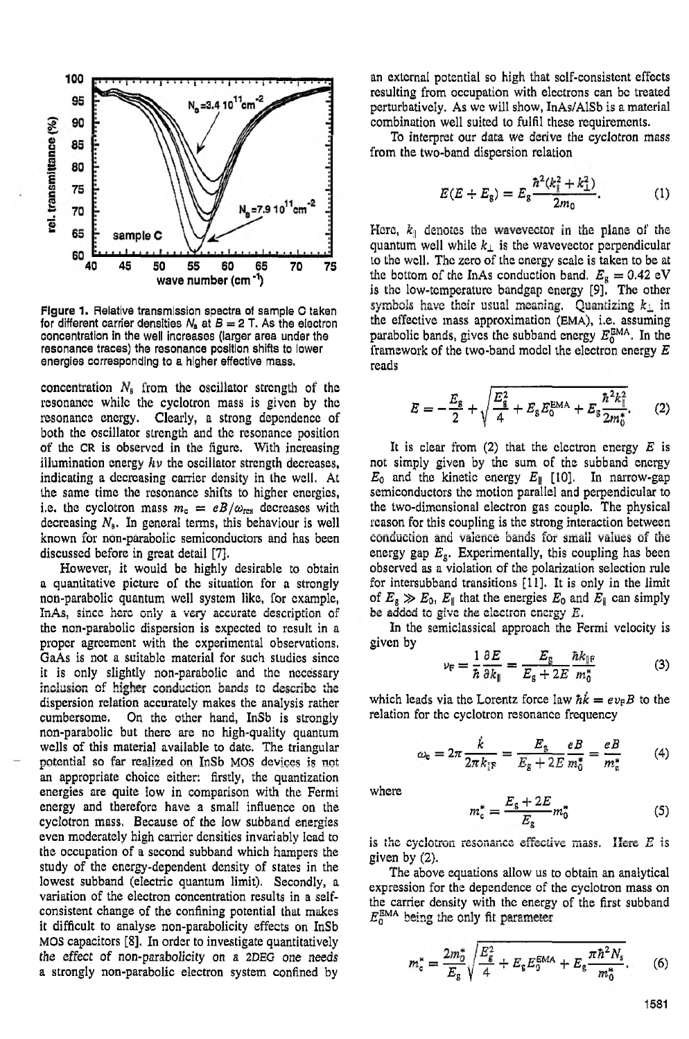**Figure 1.** Relative transmission spectra of sample C taken for different carrier densities $N_s$ at $B = 2$ T. As the electron concentration in the well increases (larger area under the resonance traces) the resonance position shifts to lower energies corresponding to a higher effective mass.

concentration $N_s$ from the oscillator strength of the resonance while the cyclotron mass is given by the resonance energy. Clearly, a strong dependence of both the oscillator strength and the resonance position of the CR is observed in the figure. With increasing illumination energy $h\nu$ the oscillator strength decreases, indicating a decreasing carrier density in the well. At the same time the resonance shifts to higher energies, i.e. the cyclotron mass $m_c = eB/\omega_{res}$ decreases with decreasing $N_s$. In general terms, this behaviour is well known for non-parabolic semiconductors and has been discussed before in great detail [7].

However, it would be highly desirable to obtain a quantitative picture of the situation for a strongly non-parabolic quantum well system like, for example, InAs, since here only a very accurate description of the non-parabolic dispersion is expected to result in a proper agreement with the experimental observations. GaAs is not a suitable material for such studies since it is only slightly non-parabolic and the necessary inclusion of higher conduction bands to describe the dispersion relation accurately makes the analysis rather cumbersome. On the other hand, InSb is strongly non-parabolic but there are no high-quality quantum wells of this material available to date. The triangular potential so far realized on InSb MOS devices is not an appropriate choice either: firstly, the quantization energies are quite low in comparison with the Fermi energy and therefore have a small influence on the cyclotron mass. Because of the low subband energies even moderately high carrier densities invariably lead to the occupation of a second subband which hampers the study of the energy-dependent density of states in the lowest subband (electric quantum limit). Secondly, a variation of the electron concentration results in a self-consistent change of the confining potential that makes it difficult to analyse non-parabolicity effects on InSb MOS capacitors [8]. In order to investigate quantitatively the effect of non-parabolicity on a 2DEG one needs a strongly non-parabolic electron system confined by an external potential so high that self-consistent effects resulting from occupation with electrons can be treated perturbatively. As we will show, InAs/AlSb is a material combination well suited to fulfil these requirements.

To interpret our data we derive the cyclotron mass from the two-band dispersion relation

$$E(E + E_g) = E_g \frac{\hbar^2(k_\parallel^2 + k_\perp^2)}{2m_0}. \quad (1)$$

Here, $k_\parallel$ denotes the wavevector in the plane of the quantum well while $k_\perp$ is the wavevector perpendicular to the well. The zero of the energy scale is taken to be at the bottom of the InAs conduction band. $E_g = 0.42$ eV is the low-temperature bandgap energy [9]. The other symbols have their usual meaning. Quantizing $k_\perp$ in the effective mass approximation (EMA), i.e. assuming parabolic bands, gives the subband energy $E_0^{\mathrm{EMA}}$. In the framework of the two-band model the electron energy $E$ reads

$$E = -\frac{E_g}{2} + \sqrt{\frac{E_g^2}{4} + E_g E_0^{\mathrm{EMA}} + E_g \frac{\hbar^2 k_\parallel^2}{2m_0^*}}. \quad (2)$$

It is clear from (2) that the electron energy $E$ is not simply given by the sum of the subband energy $E_0$ and the kinetic energy $E_\parallel$ [10]. In narrow-gap semiconductors the motion parallel and perpendicular to the two-dimensional electron gas couple. The physical reason for this coupling is the strong interaction between conduction and valence bands for small values of the energy gap $E_g$. Experimentally, this coupling has been observed as a violation of the polarization selection rule for intersubband transitions [11]. It is only in the limit of $E_g \gg E_0, E_\parallel$ that the energies $E_0$ and $E_\parallel$ can simply be added to give the electron energy $E$.

In the semiclassical approach the Fermi velocity is given by

$$v_F = \frac{1}{\hbar}\frac{\partial E}{\partial k_\parallel} = \frac{E_g}{E_g + 2E}\frac{\hbar k_{\parallel F}}{m_0^*} \quad (3)$$

which leads via the Lorentz force law $\hbar \dot{k} = e v_F B$ to the relation for the cyclotron resonance frequency

$$\omega_c = 2\pi \frac{\dot{k}}{2\pi k_{\parallel F}} = \frac{E_g}{E_g + 2E}\frac{eB}{m_0^*} = \frac{eB}{m_c^*} \quad (4)$$

where

$$m_c^* = \frac{E_g + 2E}{E_g} m_0^* \quad (5)$$

is the cyclotron resonance effective mass. Here $E$ is given by (2).

The above equations allow us to obtain an analytical expression for the dependence of the cyclotron mass on the carrier density with the energy of the first subband $E_0^{\mathrm{EMA}}$ being the only fit parameter

$$m_c^* = \frac{2m_0^*}{E_g}\sqrt{\frac{E_g^2}{4} + E_g E_0^{\mathrm{EMA}} + E_g \frac{\pi\hbar^2 N_s}{m_0^*}}. \quad (6)$$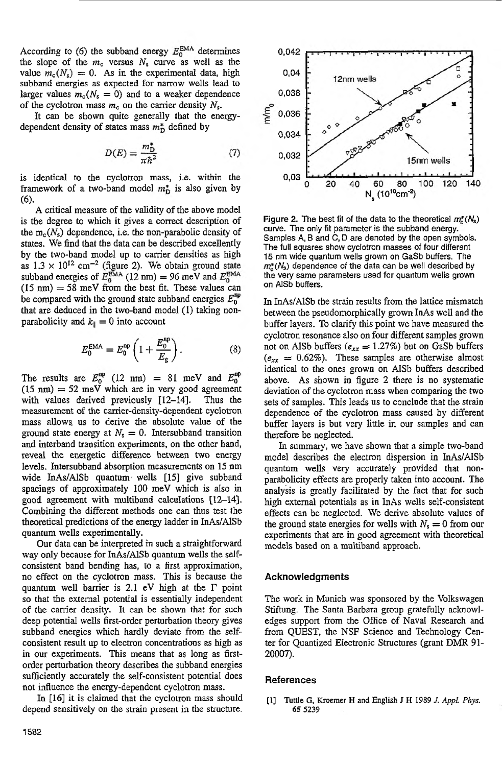According to (6) the subband energy $E_0^{\rm EMA}$ determines the slope of the $m_c$ versus $N_s$ curve as well as the value $m_c(N_s) = 0$. As in the experimental data, high subband energies as expected for narrow wells lead to larger values $m_c(N_s = 0)$ and to a weaker dependence of the cyclotron mass $m_c$ on the carrier density $N_s$.

It can be shown quite generally that the energy-dependent density of states mass $m_D^*$ defined by

$$D(E) = \frac{m_D^*}{\pi \hbar^2} \tag{7}$$

is identical to the cyclotron mass, i.e. within the framework of a two-band model $m_D^*$ is also given by (6).

A critical measure of the validity of the above model is the degree to which it gives a correct description of the $m_c(N_s)$ dependence, i.e. the non-parabolic density of states. We find that the data can be described excellently by the two-band model up to carrier densities as high as $1.3 \times 10^{12}$ cm$^{-2}$ (figure 2). We obtain ground state subband energies of $E_0^{\rm EMA}$ (12 nm) = 96 meV and $E_0^{\rm EMA}$ (15 nm) = 58 meV from the best fit. These values can be compared with the ground state subband energies $E_0^{\rm np}$ that are deduced in the two-band model (1) taking non-parabolicity and $k_\parallel = 0$ into account

$$E_0^{\rm EMA} = E_0^{\rm np}\left(1 + \frac{E_0^{\rm np}}{E_g}\right). \tag{8}$$

The results are $E_0^{\rm np}$ (12 nm) = 81 meV and $E_0^{\rm np}$ (15 nm) = 52 meV which are in very good agreement with values derived previously [12–14]. Thus the measurement of the carrier-density-dependent cyclotron mass allows us to derive the absolute value of the ground state energy at $N_s = 0$. Intersubband transition and interband transition experiments, on the other hand, reveal the energetic difference between two energy levels. Intersubband absorption measurements on 15 nm wide InAs/AlSb quantum wells [15] give subband spacings of approximately 100 meV which is also in good agreement with multiband calculations [12–14]. Combining the different methods one can thus test the theoretical predictions of the energy ladder in InAs/AlSb quantum wells experimentally.

Our data can be interpreted in such a straightforward way only because for InAs/AlSb quantum wells the self-consistent band bending has, to a first approximation, no effect on the cyclotron mass. This is because the quantum well barrier is 2.1 eV high at the Γ point so that the external potential is essentially independent of the carrier density. It can be shown that for such deep potential wells first-order perturbation theory gives subband energies which hardly deviate from the self-consistent result up to electron concentrations as high as in our experiments. This means that as long as first-order perturbation theory describes the subband energies sufficiently accurately the self-consistent potential does not influence the energy-dependent cyclotron mass.

In [16] it is claimed that the cyclotron mass should depend sensitively on the strain present in the structure.

**Figure 2.** The best fit of the data to the theoretical $m_c^*(N_s)$ curve. The only fit parameter is the subband energy. Samples A, B and C, D are denoted by the open symbols. The full squares show cyclotron masses of four different 15 nm wide quantum wells grown on GaSb buffers. The $m_c^*(N_s)$ dependence of the data can be well described by the very same parameters used for quantum wells grown on AlSb buffers.

In InAs/AlSb the strain results from the lattice mismatch between the pseudomorphically grown InAs well and the buffer layers. To clarify this point we have measured the cyclotron resonance also on four different samples grown not on AlSb buffers ($e_{xx} = 1.27\%$) but on GaSb buffers ($e_{xx} = 0.62\%$). These samples are otherwise almost identical to the ones grown on AlSb buffers described above. As shown in figure 2 there is no systematic deviation of the cyclotron mass when comparing the two sets of samples. This leads us to conclude that the strain dependence of the cyclotron mass caused by different buffer layers is but very little in our samples and can therefore be neglected.

In summary, we have shown that a simple two-band model describes the electron dispersion in InAs/AlSb quantum wells very accurately provided that non-parabolicity effects are properly taken into account. The analysis is greatly facilitated by the fact that for such high external potentials as in InAs wells self-consistent effects can be neglected. We derive absolute values of the ground state energies for wells with $N_s = 0$ from our experiments that are in good agreement with theoretical models based on a multiband approach.

## Acknowledgments

The work in Munich was sponsored by the Volkswagen Stiftung. The Santa Barbara group gratefully acknowledges support from the Office of Naval Research and from QUEST, the NSF Science and Technology Center for Quantized Electronic Structures (grant DMR 91-20007).

## References

[1] Tuttle G, Kroemer H and English J H 1989 *J. Appl. Phys.* **65** 5239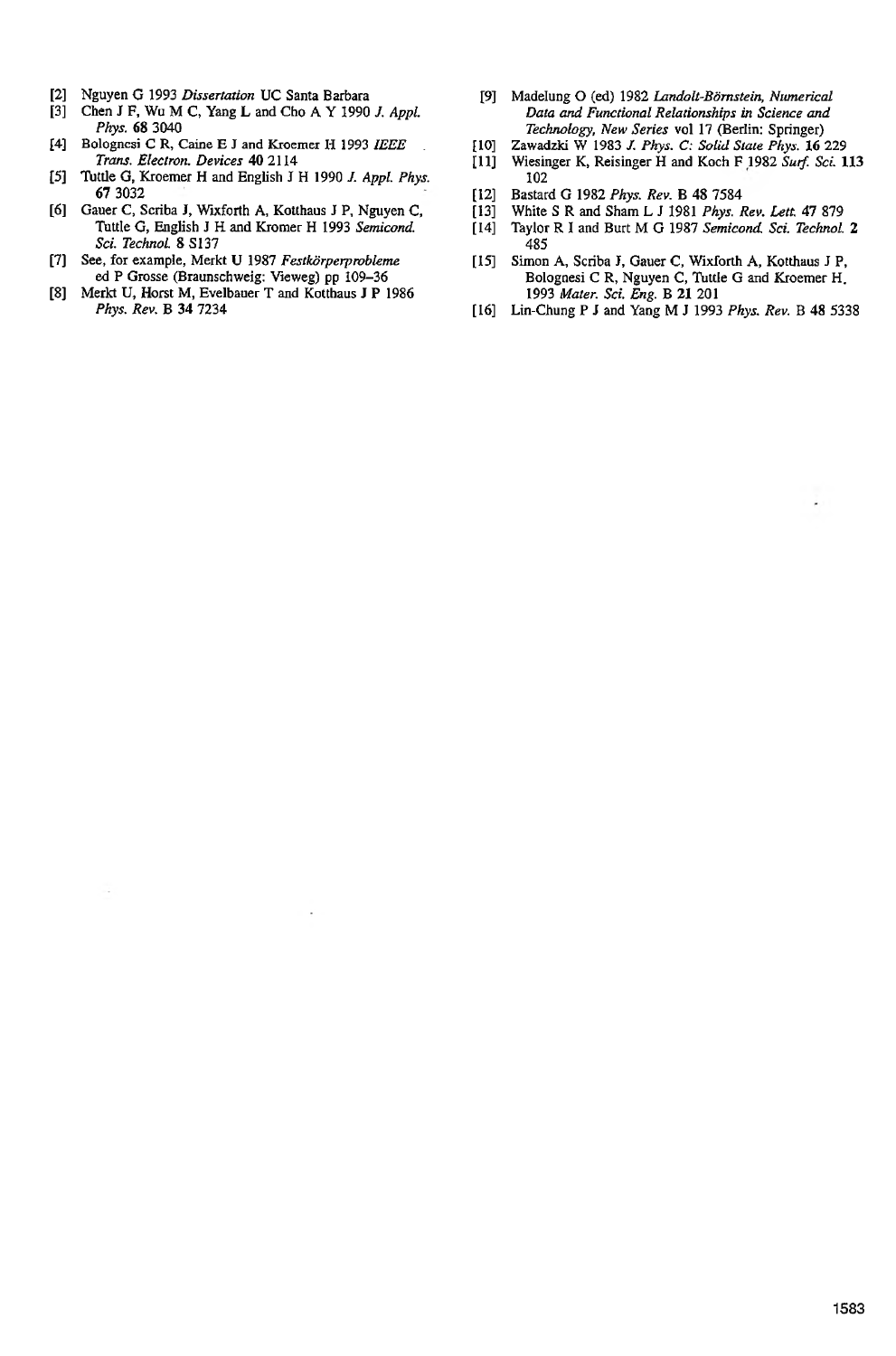[2] Nguyen G 1993 *Dissertation* UC Santa Barbara

[3] Chen J F, Wu M C, Yang L and Cho A Y 1990 *J. Appl. Phys.* **68** 3040

[4] Bolognesi C R, Caine E J and Kroemer H 1993 *IEEE Trans. Electron. Devices* **40** 2114

[5] Tuttle G, Kroemer H and English J H 1990 *J. Appl. Phys.* **67** 3032

[6] Gauer C, Scriba J, Wixforth A, Kotthaus J P, Nguyen C, Tuttle G, English J H and Kromer H 1993 *Semicond. Sci. Technol.* **8** S137

[7] See, for example, Merkt U 1987 *Festkörperprobleme* ed P Grosse (Braunschweig: Vieweg) pp 109–36

[8] Merkt U, Horst M, Evelbauer T and Kotthaus J P 1986 *Phys. Rev.* B **34** 7234

[9] Madelung O (ed) 1982 *Landolt-Börnstein, Numerical Data and Functional Relationships in Science and Technology, New Series* vol 17 (Berlin: Springer)

[10] Zawadzki W 1983 *J. Phys. C: Solid State Phys.* **16** 229

[11] Wiesinger K, Reisinger H and Koch F 1982 *Surf. Sci.* **113** 102

[12] Bastard G 1982 *Phys. Rev.* B **48** 7584

[13] White S R and Sham L J 1981 *Phys. Rev. Lett.* **47** 879

[14] Taylor R I and Burt M G 1987 *Semicond. Sci. Technol.* **2** 485

[15] Simon A, Scriba J, Gauer C, Wixforth A, Kotthaus J P, Bolognesi C R, Nguyen C, Tuttle G and Kroemer H. 1993 *Mater. Sci. Eng.* B **21** 201

[16] Lin-Chung P J and Yang M J 1993 *Phys. Rev.* B **48** 5338